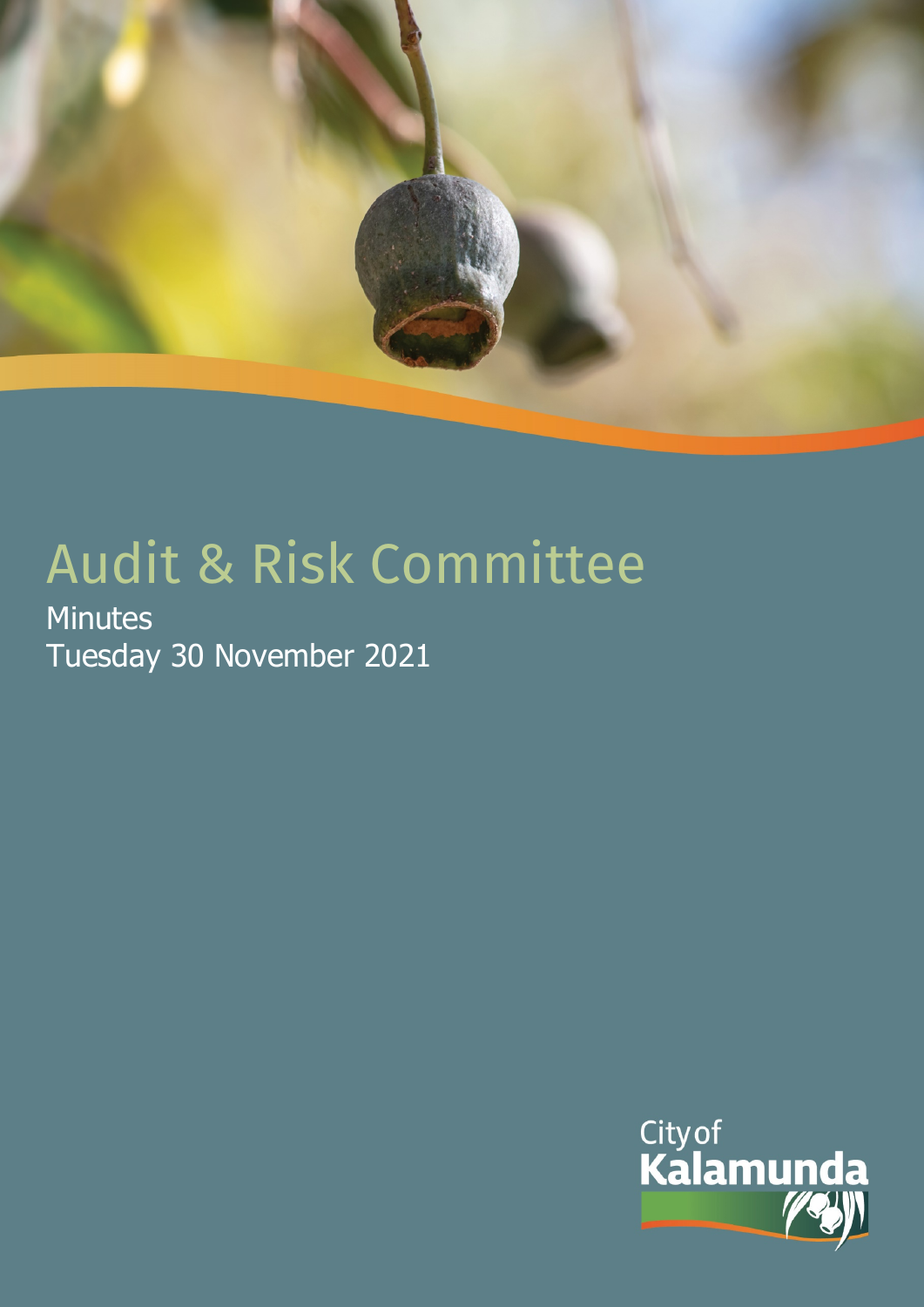# Audit & Risk Committee

Minutes

Tuesday 30 November 2021

City of Kalamunda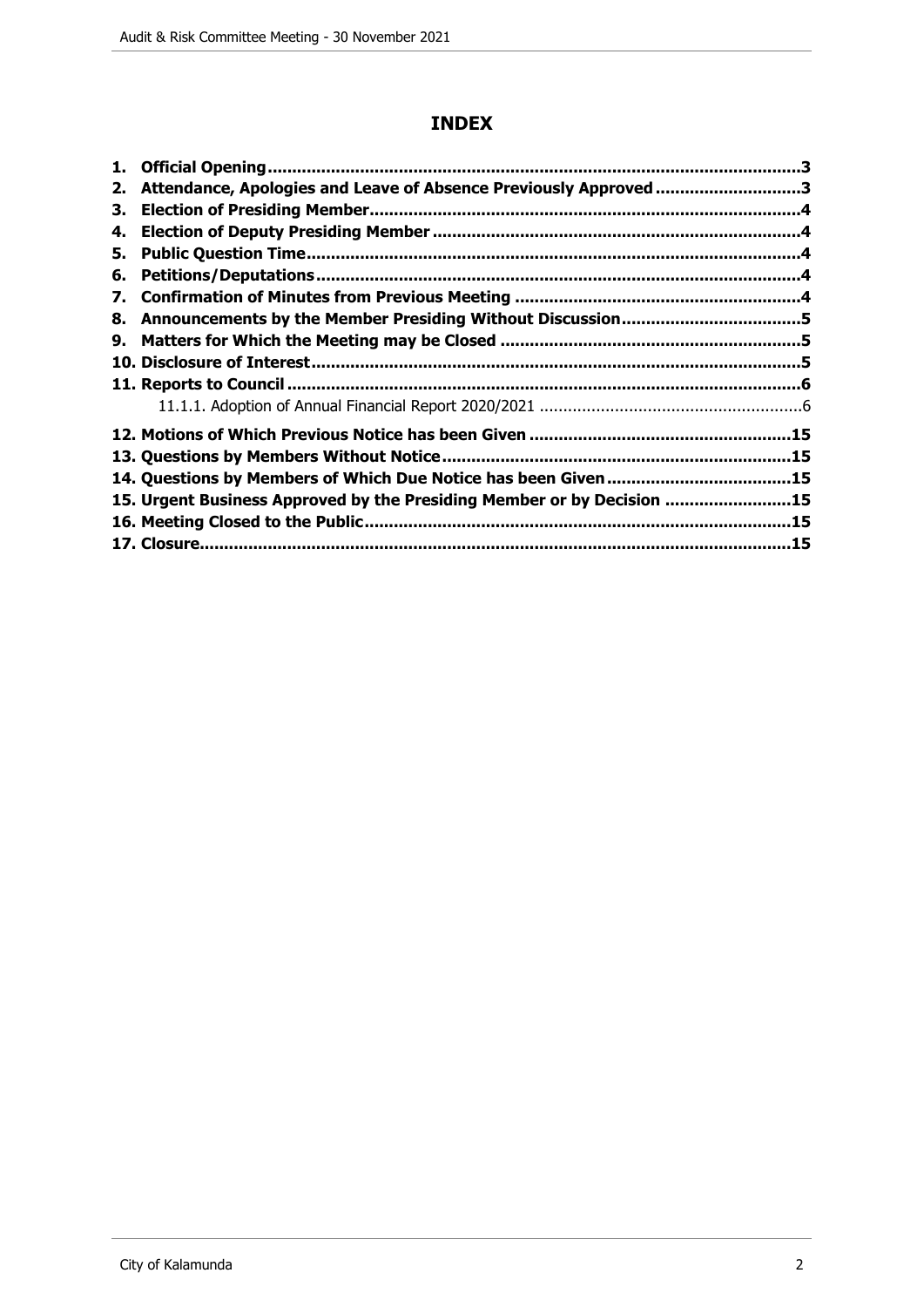# INDEX

1. Official Opening ........................................................................................................3
2. Attendance, Apologies and Leave of Absence Previously Approved ...........................3
3. Election of Presiding Member....................................................................................4
4. Election of Deputy Presiding Member ........................................................................4
5. Public Question Time.................................................................................................4
6. Petitions/Deputations.................................................................................................4
7. Confirmation of Minutes from Previous Meeting ........................................................4
8. Announcements by the Member Presiding Without Discussion...................................5
9. Matters for Which the Meeting may be Closed ...........................................................5
10. Disclosure of Interest.................................................................................................5
11. Reports to Council .....................................................................................................6
    - 11.1.1. Adoption of Annual Financial Report 2020/2021 ......................................................6
12. Motions of Which Previous Notice has been Given ...................................................15
13. Questions by Members Without Notice.....................................................................15
14. Questions by Members of Which Due Notice has been Given....................................15
15. Urgent Business Approved by the Presiding Member or by Decision .........................15
16. Meeting Closed to the Public....................................................................................15
17. Closure.....................................................................................................................15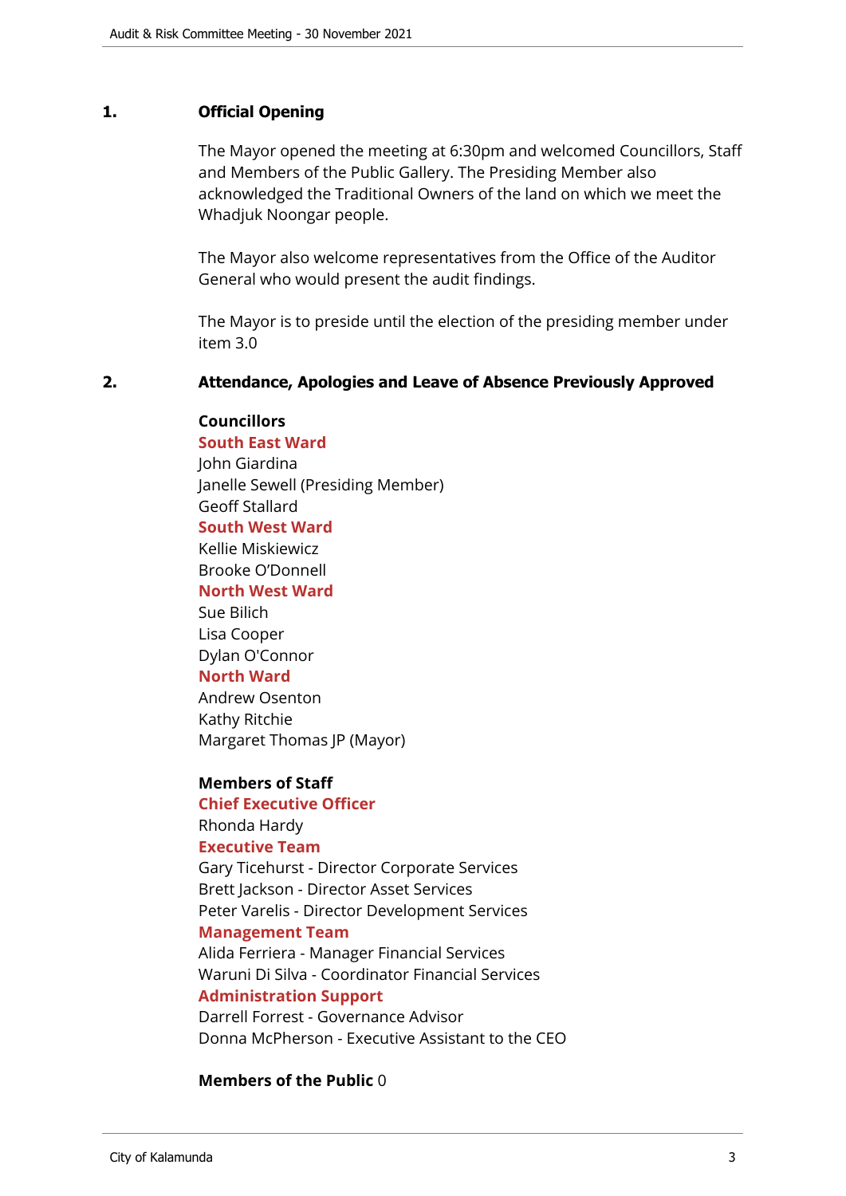## 1. Official Opening

The Mayor opened the meeting at 6:30pm and welcomed Councillors, Staff and Members of the Public Gallery. The Presiding Member also acknowledged the Traditional Owners of the land on which we meet the Whadjuk Noongar people.

The Mayor also welcome representatives from the Office of the Auditor General who would present the audit findings.

The Mayor is to preside until the election of the presiding member under item 3.0

## 2. Attendance, Apologies and Leave of Absence Previously Approved

**Councillors**

**South East Ward**
John Giardina
Janelle Sewell (Presiding Member)
Geoff Stallard

**South West Ward**
Kellie Miskiewicz
Brooke O'Donnell

**North West Ward**
Sue Bilich
Lisa Cooper
Dylan O'Connor

**North Ward**
Andrew Osenton
Kathy Ritchie
Margaret Thomas JP (Mayor)

**Members of Staff**

**Chief Executive Officer**
Rhonda Hardy

**Executive Team**
Gary Ticehurst - Director Corporate Services
Brett Jackson - Director Asset Services
Peter Varelis - Director Development Services

**Management Team**
Alida Ferriera - Manager Financial Services
Waruni Di Silva - Coordinator Financial Services

**Administration Support**
Darrell Forrest - Governance Advisor
Donna McPherson - Executive Assistant to the CEO

**Members of the Public** 0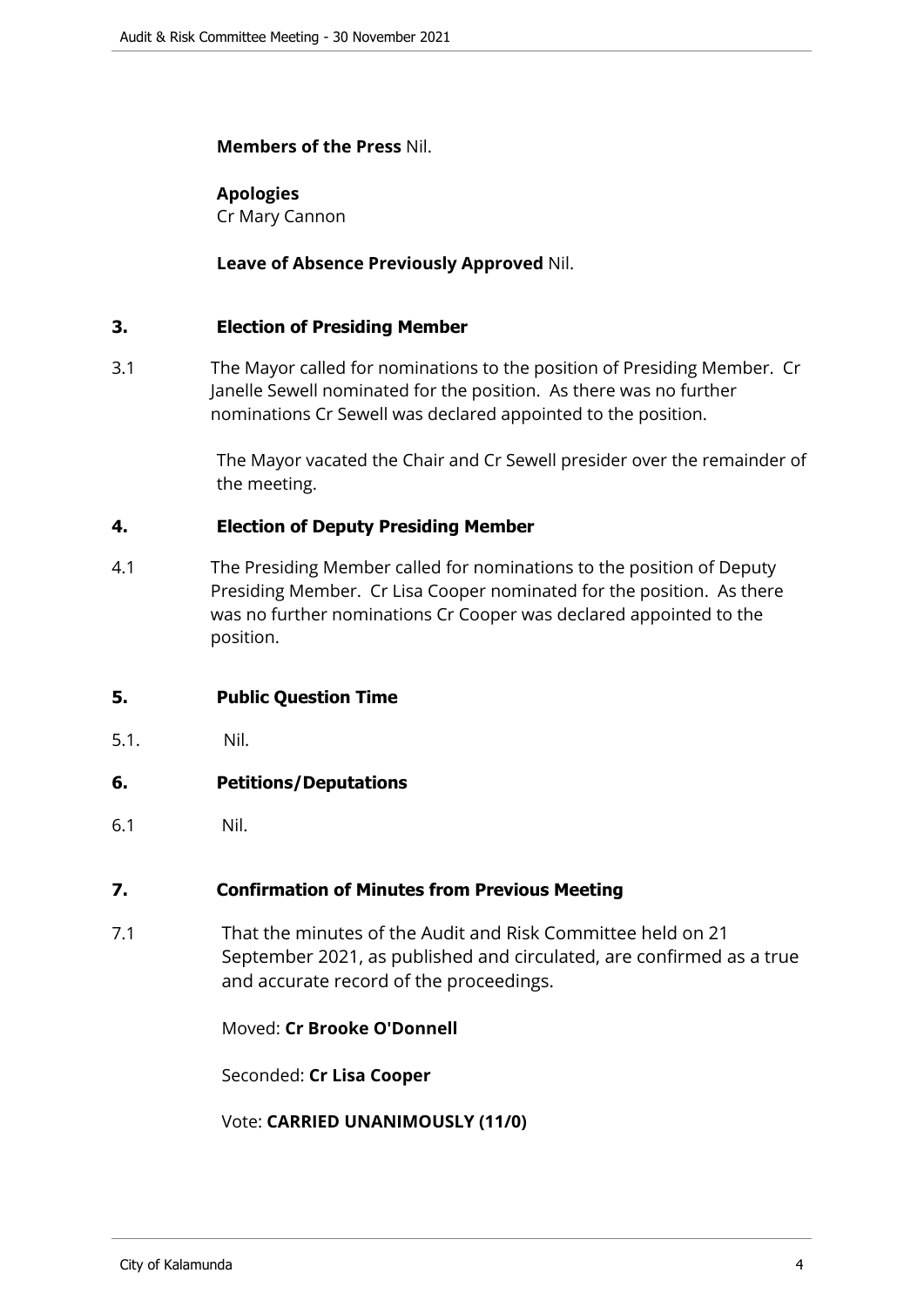**Members of the Press** Nil.

**Apologies**
Cr Mary Cannon

**Leave of Absence Previously Approved** Nil.

## 3. Election of Presiding Member

3.1 The Mayor called for nominations to the position of Presiding Member. Cr Janelle Sewell nominated for the position. As there was no further nominations Cr Sewell was declared appointed to the position.

The Mayor vacated the Chair and Cr Sewell presider over the remainder of the meeting.

## 4. Election of Deputy Presiding Member

4.1 The Presiding Member called for nominations to the position of Deputy Presiding Member. Cr Lisa Cooper nominated for the position. As there was no further nominations Cr Cooper was declared appointed to the position.

## 5. Public Question Time

5.1. Nil.

## 6. Petitions/Deputations

6.1 Nil.

## 7. Confirmation of Minutes from Previous Meeting

7.1 That the minutes of the Audit and Risk Committee held on 21 September 2021, as published and circulated, are confirmed as a true and accurate record of the proceedings.

Moved: **Cr Brooke O'Donnell**

Seconded: **Cr Lisa Cooper**

Vote: **CARRIED UNANIMOUSLY (11/0)**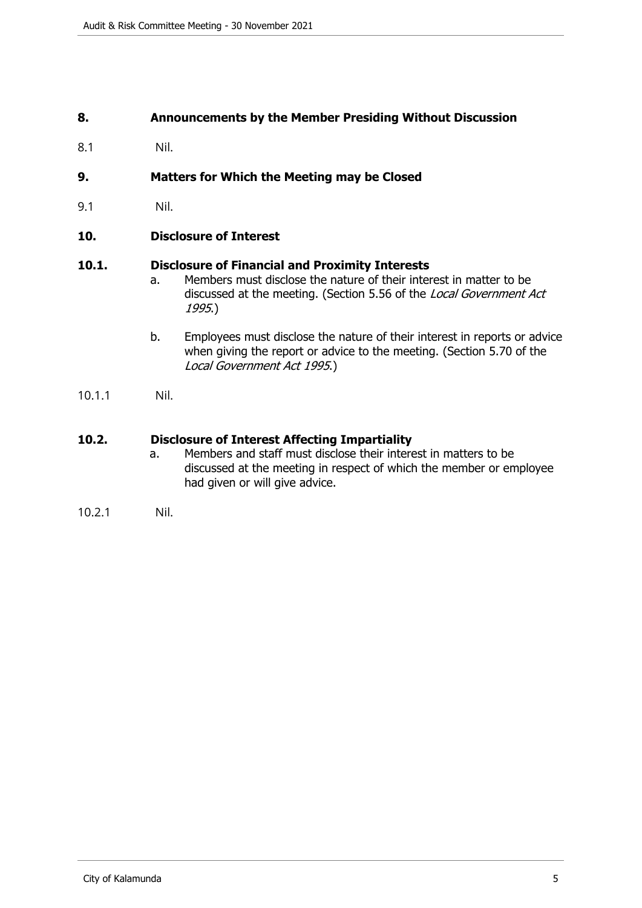## 8. Announcements by the Member Presiding Without Discussion

8.1 Nil.

## 9. Matters for Which the Meeting may be Closed

9.1 Nil.

## 10. Disclosure of Interest

### 10.1. Disclosure of Financial and Proximity Interests

a. Members must disclose the nature of their interest in matter to be discussed at the meeting. (Section 5.56 of the *Local Government Act 1995*.)

b. Employees must disclose the nature of their interest in reports or advice when giving the report or advice to the meeting. (Section 5.70 of the *Local Government Act 1995*.)

10.1.1 Nil.

### 10.2. Disclosure of Interest Affecting Impartiality

a. Members and staff must disclose their interest in matters to be discussed at the meeting in respect of which the member or employee had given or will give advice.

10.2.1 Nil.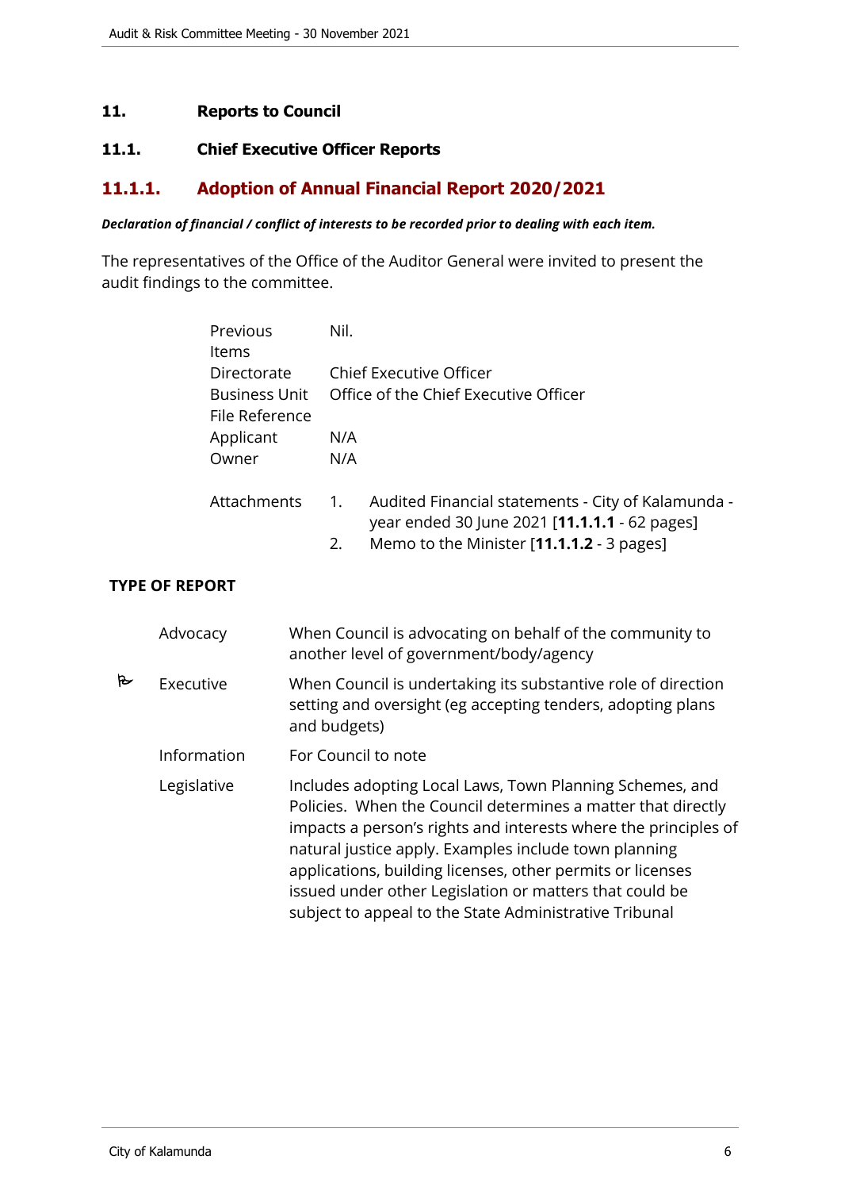# 11. Reports to Council

## 11.1. Chief Executive Officer Reports

### 11.1.1. Adoption of Annual Financial Report 2020/2021

***Declaration of financial / conflict of interests to be recorded prior to dealing with each item.***

The representatives of the Office of the Auditor General were invited to present the audit findings to the committee.

| | |
|---|---|
| Previous Items | Nil. |
| Directorate | Chief Executive Officer |
| Business Unit | Office of the Chief Executive Officer |
| File Reference | |
| Applicant | N/A |
| Owner | N/A |
| Attachments | 1. Audited Financial statements - City of Kalamunda - year ended 30 June 2021 [**11.1.1.1** - 62 pages]<br>2. Memo to the Minister [**11.1.1.2** - 3 pages] |

**TYPE OF REPORT**

| | | |
|---|---|---|
| | Advocacy | When Council is advocating on behalf of the community to another level of government/body/agency |
| ✓ | Executive | When Council is undertaking its substantive role of direction setting and oversight (eg accepting tenders, adopting plans and budgets) |
| | Information | For Council to note |
| | Legislative | Includes adopting Local Laws, Town Planning Schemes, and Policies. When the Council determines a matter that directly impacts a person's rights and interests where the principles of natural justice apply. Examples include town planning applications, building licenses, other permits or licenses issued under other Legislation or matters that could be subject to appeal to the State Administrative Tribunal |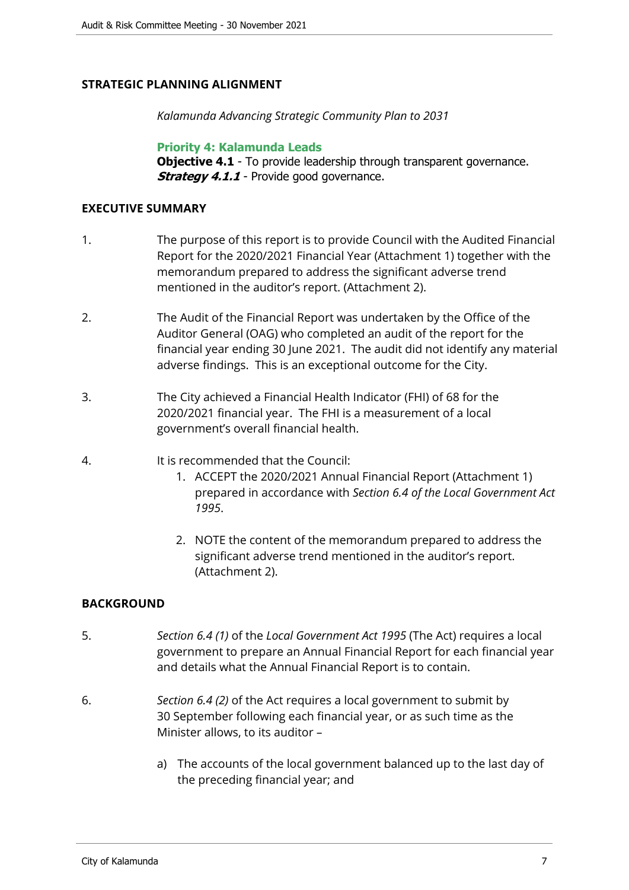## STRATEGIC PLANNING ALIGNMENT

*Kalamunda Advancing Strategic Community Plan to 2031*

**Priority 4: Kalamunda Leads**
**Objective 4.1** - To provide leadership through transparent governance.
***Strategy 4.1.1*** - Provide good governance.

## EXECUTIVE SUMMARY

1. The purpose of this report is to provide Council with the Audited Financial Report for the 2020/2021 Financial Year (Attachment 1) together with the memorandum prepared to address the significant adverse trend mentioned in the auditor's report. (Attachment 2).

2. The Audit of the Financial Report was undertaken by the Office of the Auditor General (OAG) who completed an audit of the report for the financial year ending 30 June 2021. The audit did not identify any material adverse findings. This is an exceptional outcome for the City.

3. The City achieved a Financial Health Indicator (FHI) of 68 for the 2020/2021 financial year. The FHI is a measurement of a local government's overall financial health.

4. It is recommended that the Council:
   1. ACCEPT the 2020/2021 Annual Financial Report (Attachment 1) prepared in accordance with *Section 6.4 of the Local Government Act 1995*.
   2. NOTE the content of the memorandum prepared to address the significant adverse trend mentioned in the auditor's report. (Attachment 2).

## BACKGROUND

5. *Section 6.4 (1)* of the *Local Government Act 1995* (The Act) requires a local government to prepare an Annual Financial Report for each financial year and details what the Annual Financial Report is to contain.

6. *Section 6.4 (2)* of the Act requires a local government to submit by 30 September following each financial year, or as such time as the Minister allows, to its auditor –

   a) The accounts of the local government balanced up to the last day of the preceding financial year; and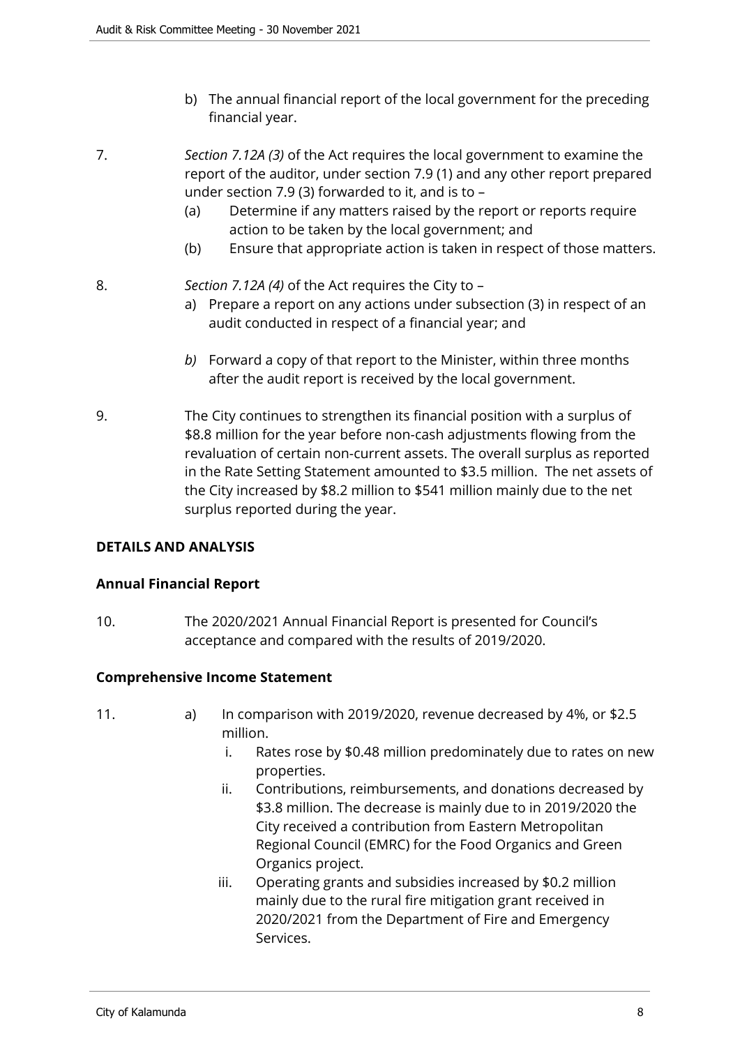b) The annual financial report of the local government for the preceding financial year.

7. *Section 7.12A (3)* of the Act requires the local government to examine the report of the auditor, under section 7.9 (1) and any other report prepared under section 7.9 (3) forwarded to it, and is to –
   (a) Determine if any matters raised by the report or reports require action to be taken by the local government; and
   (b) Ensure that appropriate action is taken in respect of those matters.

8. *Section 7.12A (4)* of the Act requires the City to –
   a) Prepare a report on any actions under subsection (3) in respect of an audit conducted in respect of a financial year; and

   *b)* Forward a copy of that report to the Minister, within three months after the audit report is received by the local government.

9. The City continues to strengthen its financial position with a surplus of \$8.8 million for the year before non-cash adjustments flowing from the revaluation of certain non-current assets. The overall surplus as reported in the Rate Setting Statement amounted to \$3.5 million. The net assets of the City increased by \$8.2 million to \$541 million mainly due to the net surplus reported during the year.

**DETAILS AND ANALYSIS**

**Annual Financial Report**

10. The 2020/2021 Annual Financial Report is presented for Council's acceptance and compared with the results of 2019/2020.

**Comprehensive Income Statement**

11. a) In comparison with 2019/2020, revenue decreased by 4%, or \$2.5 million.
      i. Rates rose by \$0.48 million predominately due to rates on new properties.
      ii. Contributions, reimbursements, and donations decreased by \$3.8 million. The decrease is mainly due to in 2019/2020 the City received a contribution from Eastern Metropolitan Regional Council (EMRC) for the Food Organics and Green Organics project.
      iii. Operating grants and subsidies increased by \$0.2 million mainly due to the rural fire mitigation grant received in 2020/2021 from the Department of Fire and Emergency Services.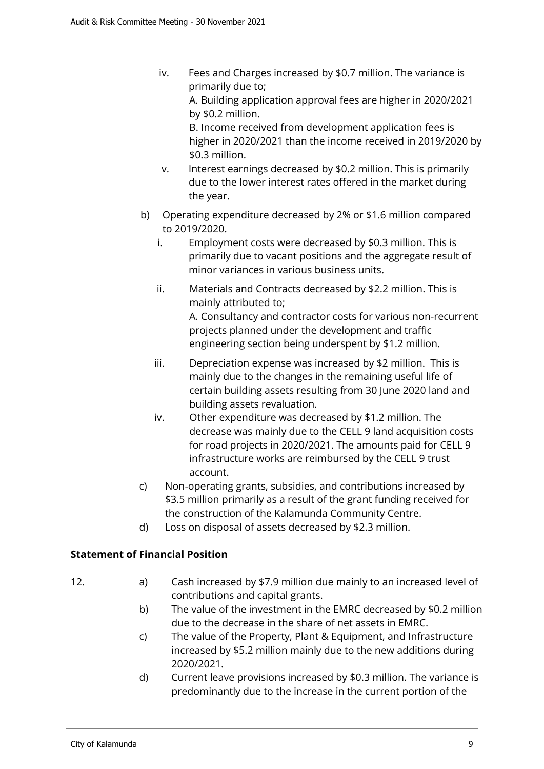iv. Fees and Charges increased by $0.7 million. The variance is primarily due to;

    A. Building application approval fees are higher in 2020/2021 by $0.2 million.

    B. Income received from development application fees is higher in 2020/2021 than the income received in 2019/2020 by $0.3 million.

v. Interest earnings decreased by $0.2 million. This is primarily due to the lower interest rates offered in the market during the year.

b) Operating expenditure decreased by 2% or $1.6 million compared to 2019/2020.

   i. Employment costs were decreased by $0.3 million. This is primarily due to vacant positions and the aggregate result of minor variances in various business units.

   ii. Materials and Contracts decreased by $2.2 million. This is mainly attributed to;

       A. Consultancy and contractor costs for various non-recurrent projects planned under the development and traffic engineering section being underspent by $1.2 million.

   iii. Depreciation expense was increased by $2 million. This is mainly due to the changes in the remaining useful life of certain building assets resulting from 30 June 2020 land and building assets revaluation.

   iv. Other expenditure was decreased by $1.2 million. The decrease was mainly due to the CELL 9 land acquisition costs for road projects in 2020/2021. The amounts paid for CELL 9 infrastructure works are reimbursed by the CELL 9 trust account.

c) Non-operating grants, subsidies, and contributions increased by $3.5 million primarily as a result of the grant funding received for the construction of the Kalamunda Community Centre.

d) Loss on disposal of assets decreased by $2.3 million.

**Statement of Financial Position**

12. a) Cash increased by $7.9 million due mainly to an increased level of contributions and capital grants.

    b) The value of the investment in the EMRC decreased by $0.2 million due to the decrease in the share of net assets in EMRC.

    c) The value of the Property, Plant & Equipment, and Infrastructure increased by $5.2 million mainly due to the new additions during 2020/2021.

    d) Current leave provisions increased by $0.3 million. The variance is predominantly due to the increase in the current portion of the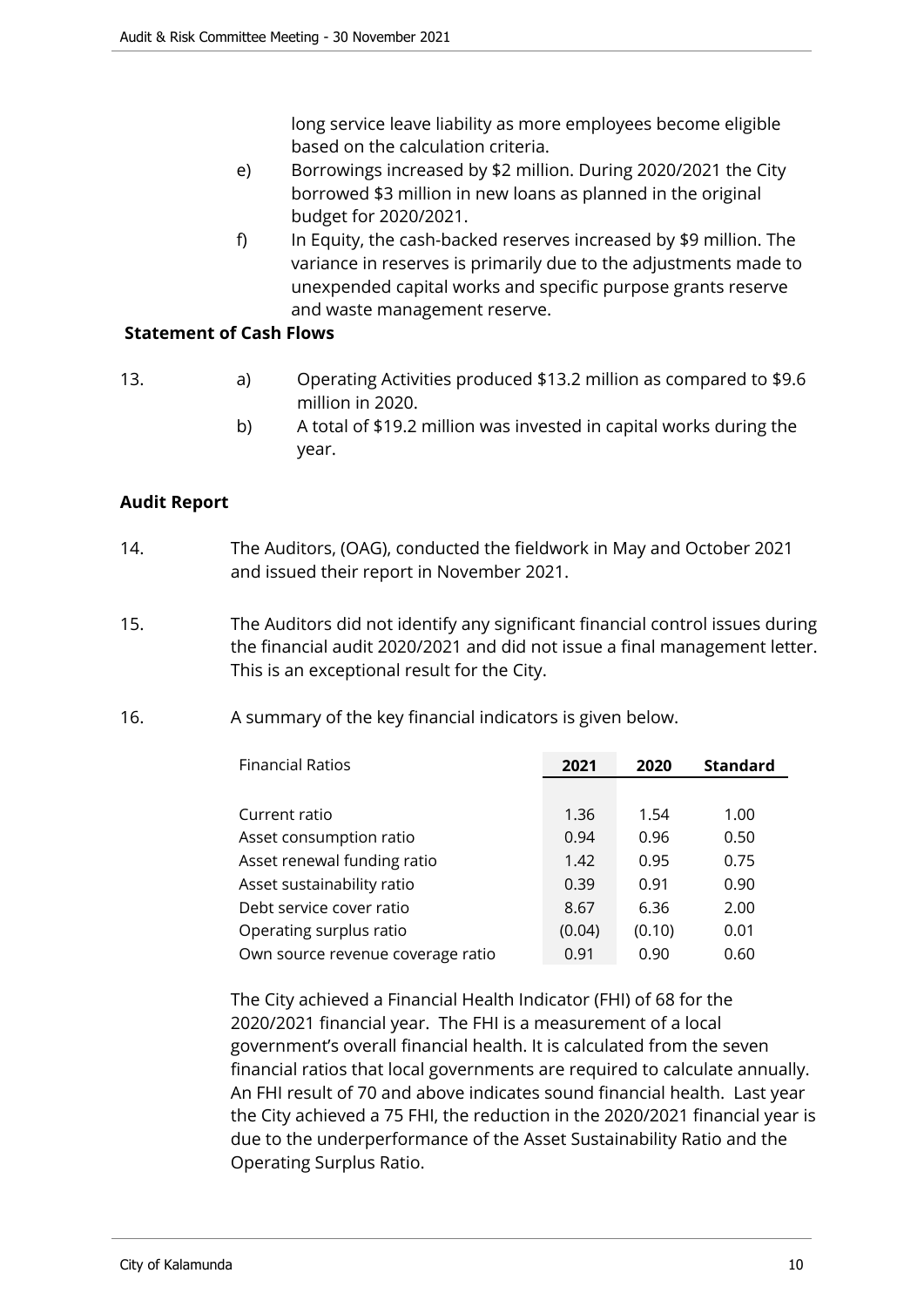long service leave liability as more employees become eligible based on the calculation criteria.

e) Borrowings increased by $2 million. During 2020/2021 the City borrowed $3 million in new loans as planned in the original budget for 2020/2021.

f) In Equity, the cash-backed reserves increased by $9 million. The variance in reserves is primarily due to the adjustments made to unexpended capital works and specific purpose grants reserve and waste management reserve.

**Statement of Cash Flows**

13. a) Operating Activities produced $13.2 million as compared to $9.6 million in 2020.

    b) A total of $19.2 million was invested in capital works during the year.

**Audit Report**

14. The Auditors, (OAG), conducted the fieldwork in May and October 2021 and issued their report in November 2021.

15. The Auditors did not identify any significant financial control issues during the financial audit 2020/2021 and did not issue a final management letter. This is an exceptional result for the City.

16. A summary of the key financial indicators is given below.

| Financial Ratios | 2021 | 2020 | Standard |
|---|---|---|---|
| Current ratio | 1.36 | 1.54 | 1.00 |
| Asset consumption ratio | 0.94 | 0.96 | 0.50 |
| Asset renewal funding ratio | 1.42 | 0.95 | 0.75 |
| Asset sustainability ratio | 0.39 | 0.91 | 0.90 |
| Debt service cover ratio | 8.67 | 6.36 | 2.00 |
| Operating surplus ratio | (0.04) | (0.10) | 0.01 |
| Own source revenue coverage ratio | 0.91 | 0.90 | 0.60 |

The City achieved a Financial Health Indicator (FHI) of 68 for the 2020/2021 financial year. The FHI is a measurement of a local government's overall financial health. It is calculated from the seven financial ratios that local governments are required to calculate annually. An FHI result of 70 and above indicates sound financial health. Last year the City achieved a 75 FHI, the reduction in the 2020/2021 financial year is due to the underperformance of the Asset Sustainability Ratio and the Operating Surplus Ratio.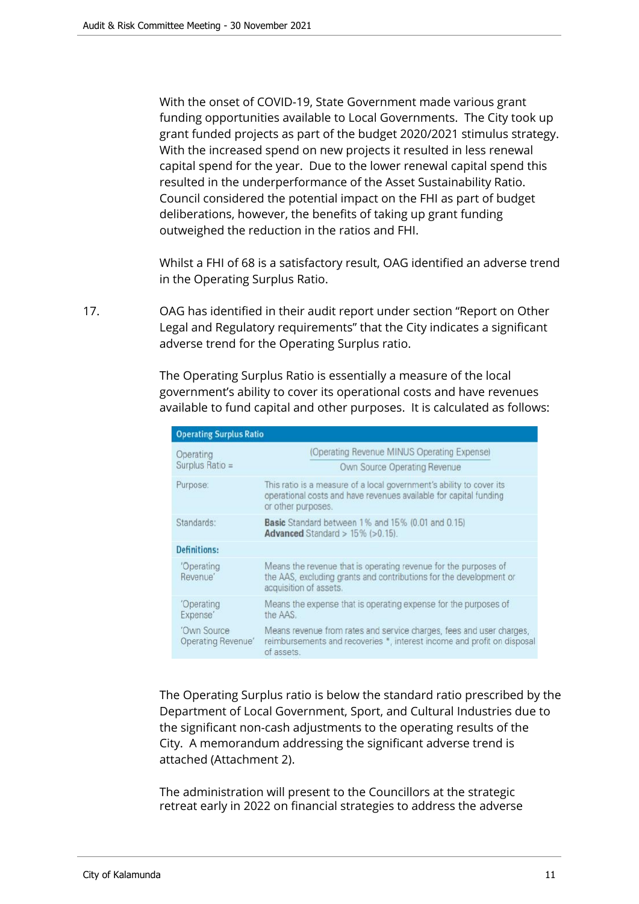With the onset of COVID-19, State Government made various grant funding opportunities available to Local Governments. The City took up grant funded projects as part of the budget 2020/2021 stimulus strategy. With the increased spend on new projects it resulted in less renewal capital spend for the year. Due to the lower renewal capital spend this resulted in the underperformance of the Asset Sustainability Ratio. Council considered the potential impact on the FHI as part of budget deliberations, however, the benefits of taking up grant funding outweighed the reduction in the ratios and FHI.

Whilst a FHI of 68 is a satisfactory result, OAG identified an adverse trend in the Operating Surplus Ratio.

17. OAG has identified in their audit report under section "Report on Other Legal and Regulatory requirements" that the City indicates a significant adverse trend for the Operating Surplus ratio.

The Operating Surplus Ratio is essentially a measure of the local government's ability to cover its operational costs and have revenues available to fund capital and other purposes. It is calculated as follows:

| **Operating Surplus Ratio** | |
|---|---|
| Operating Surplus Ratio = | (Operating Revenue MINUS Operating Expense) / Own Source Operating Revenue |
| Purpose: | This ratio is a measure of a local government's ability to cover its operational costs and have revenues available for capital funding or other purposes. |
| Standards: | **Basic** Standard between 1% and 15% (0.01 and 0.15) **Advanced** Standard > 15% (>0.15). |
| **Definitions:** | |
| 'Operating Revenue' | Means the revenue that is operating revenue for the purposes of the AAS, excluding grants and contributions for the development or acquisition of assets. |
| 'Operating Expense' | Means the expense that is operating expense for the purposes of the AAS. |
| 'Own Source Operating Revenue' | Means revenue from rates and service charges, fees and user charges, reimbursements and recoveries *, interest income and profit on disposal of assets. |

The Operating Surplus ratio is below the standard ratio prescribed by the Department of Local Government, Sport, and Cultural Industries due to the significant non-cash adjustments to the operating results of the City. A memorandum addressing the significant adverse trend is attached (Attachment 2).

The administration will present to the Councillors at the strategic retreat early in 2022 on financial strategies to address the adverse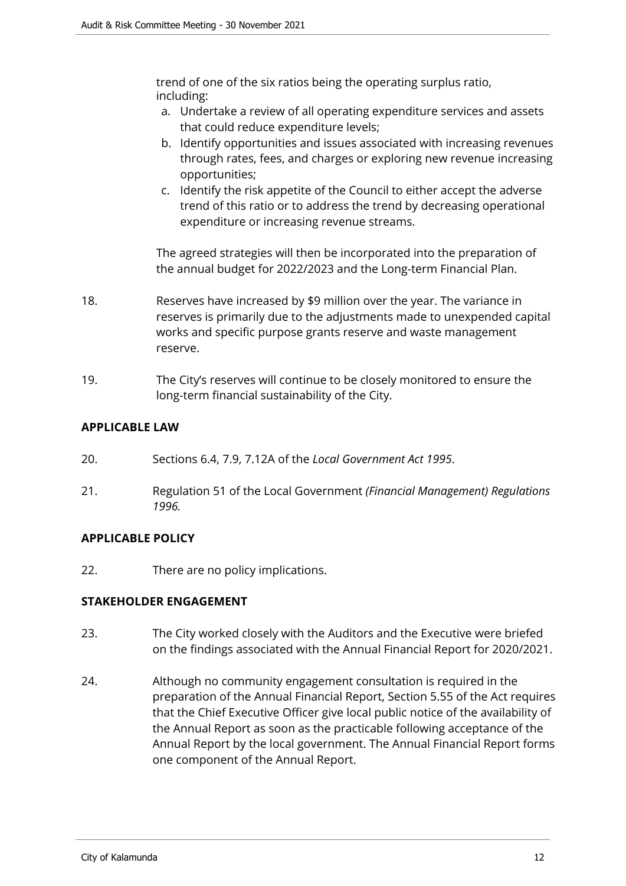trend of one of the six ratios being the operating surplus ratio, including:

a. Undertake a review of all operating expenditure services and assets that could reduce expenditure levels;
b. Identify opportunities and issues associated with increasing revenues through rates, fees, and charges or exploring new revenue increasing opportunities;
c. Identify the risk appetite of the Council to either accept the adverse trend of this ratio or to address the trend by decreasing operational expenditure or increasing revenue streams.

The agreed strategies will then be incorporated into the preparation of the annual budget for 2022/2023 and the Long-term Financial Plan.

18. Reserves have increased by $9 million over the year. The variance in reserves is primarily due to the adjustments made to unexpended capital works and specific purpose grants reserve and waste management reserve.

19. The City's reserves will continue to be closely monitored to ensure the long-term financial sustainability of the City.

## APPLICABLE LAW

20. Sections 6.4, 7.9, 7.12A of the *Local Government Act 1995*.

21. Regulation 51 of the Local Government *(Financial Management) Regulations 1996.*

## APPLICABLE POLICY

22. There are no policy implications.

## STAKEHOLDER ENGAGEMENT

23. The City worked closely with the Auditors and the Executive were briefed on the findings associated with the Annual Financial Report for 2020/2021.

24. Although no community engagement consultation is required in the preparation of the Annual Financial Report, Section 5.55 of the Act requires that the Chief Executive Officer give local public notice of the availability of the Annual Report as soon as the practicable following acceptance of the Annual Report by the local government. The Annual Financial Report forms one component of the Annual Report.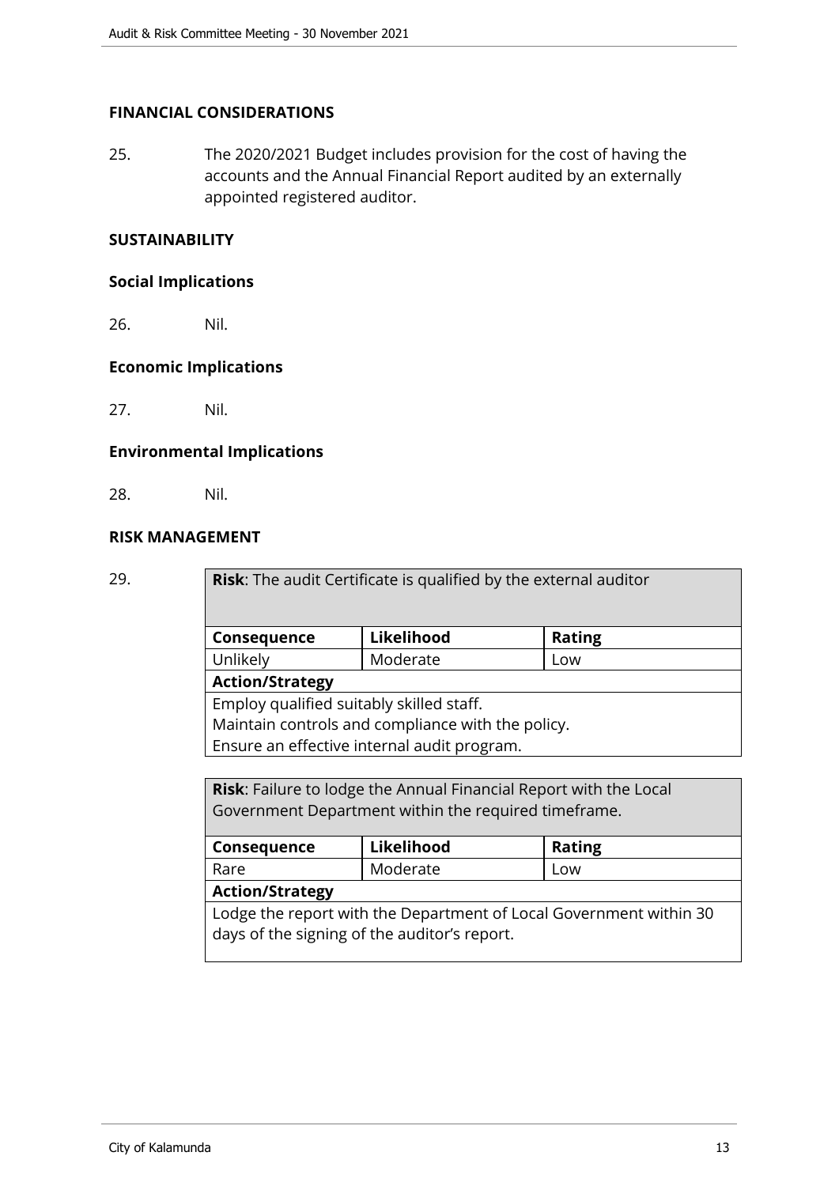## FINANCIAL CONSIDERATIONS

25. The 2020/2021 Budget includes provision for the cost of having the accounts and the Annual Financial Report audited by an externally appointed registered auditor.

## SUSTAINABILITY

### Social Implications

26. Nil.

### Economic Implications

27. Nil.

### Environmental Implications

28. Nil.

## RISK MANAGEMENT

29.

| **Risk**: The audit Certificate is qualified by the external auditor | | |
|---|---|---|
| **Consequence** | **Likelihood** | **Rating** |
| Unlikely | Moderate | Low |
| **Action/Strategy** | | |
| Employ qualified suitably skilled staff.<br>Maintain controls and compliance with the policy.<br>Ensure an effective internal audit program. | | |

| **Risk**: Failure to lodge the Annual Financial Report with the Local Government Department within the required timeframe. | | |
|---|---|---|
| **Consequence** | **Likelihood** | **Rating** |
| Rare | Moderate | Low |
| **Action/Strategy** | | |
| Lodge the report with the Department of Local Government within 30 days of the signing of the auditor's report. | | |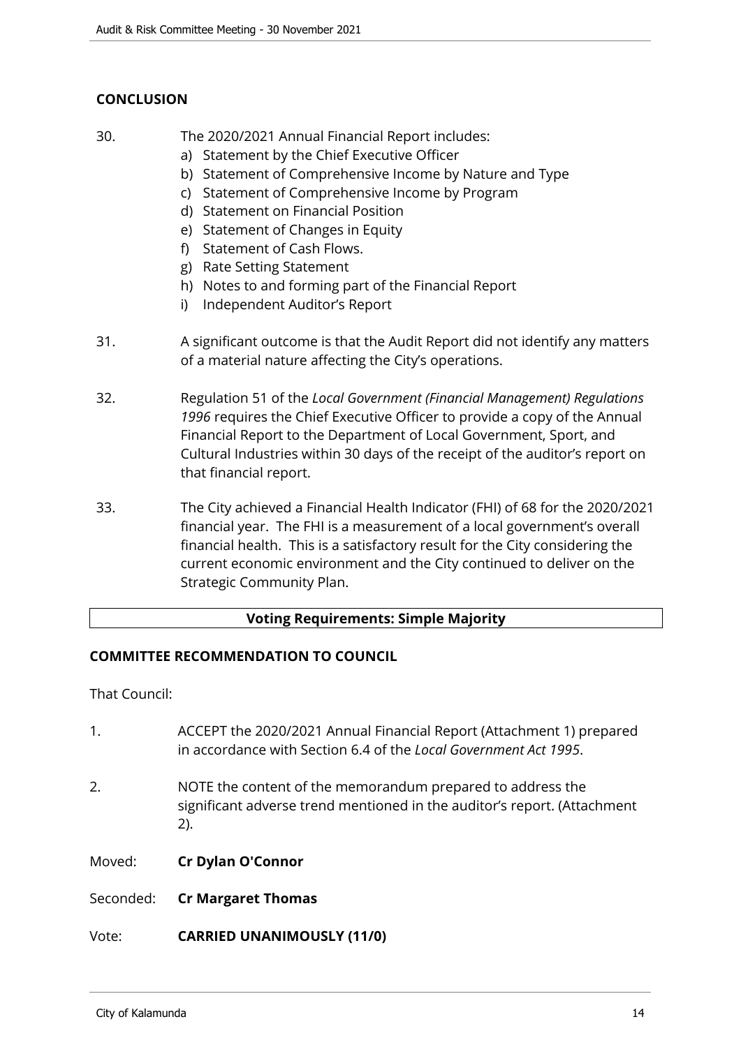## CONCLUSION

30. The 2020/2021 Annual Financial Report includes:
    a) Statement by the Chief Executive Officer
    b) Statement of Comprehensive Income by Nature and Type
    c) Statement of Comprehensive Income by Program
    d) Statement on Financial Position
    e) Statement of Changes in Equity
    f) Statement of Cash Flows.
    g) Rate Setting Statement
    h) Notes to and forming part of the Financial Report
    i) Independent Auditor's Report

31. A significant outcome is that the Audit Report did not identify any matters of a material nature affecting the City's operations.

32. Regulation 51 of the *Local Government (Financial Management) Regulations 1996* requires the Chief Executive Officer to provide a copy of the Annual Financial Report to the Department of Local Government, Sport, and Cultural Industries within 30 days of the receipt of the auditor's report on that financial report.

33. The City achieved a Financial Health Indicator (FHI) of 68 for the 2020/2021 financial year. The FHI is a measurement of a local government's overall financial health. This is a satisfactory result for the City considering the current economic environment and the City continued to deliver on the Strategic Community Plan.

**Voting Requirements: Simple Majority**

## COMMITTEE RECOMMENDATION TO COUNCIL

That Council:

1. ACCEPT the 2020/2021 Annual Financial Report (Attachment 1) prepared in accordance with Section 6.4 of the *Local Government Act 1995*.

2. NOTE the content of the memorandum prepared to address the significant adverse trend mentioned in the auditor's report. (Attachment 2).

Moved: **Cr Dylan O'Connor**

Seconded: **Cr Margaret Thomas**

Vote: **CARRIED UNANIMOUSLY (11/0)**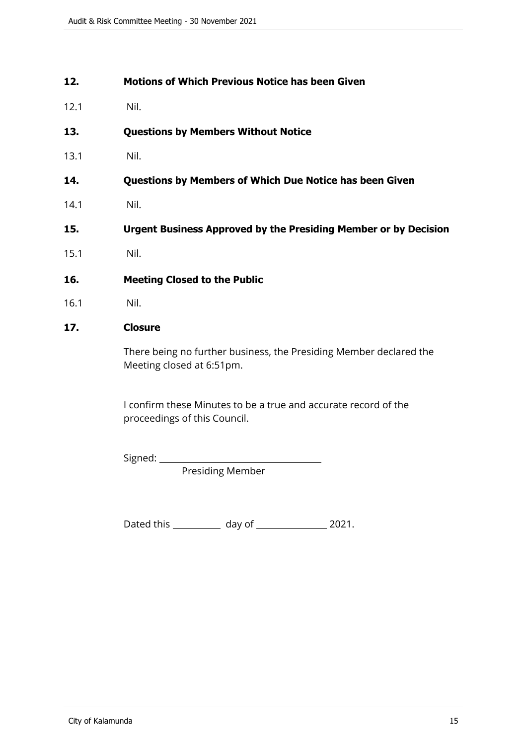## 12. Motions of Which Previous Notice has been Given

12.1 Nil.

## 13. Questions by Members Without Notice

13.1 Nil.

## 14. Questions by Members of Which Due Notice has been Given

14.1 Nil.

## 15. Urgent Business Approved by the Presiding Member or by Decision

15.1 Nil.

## 16. Meeting Closed to the Public

16.1 Nil.

## 17. Closure

There being no further business, the Presiding Member declared the Meeting closed at 6:51pm.

I confirm these Minutes to be a true and accurate record of the proceedings of this Council.

Signed: ______________________________
Presiding Member

Dated this __________ day of ______________ 2021.